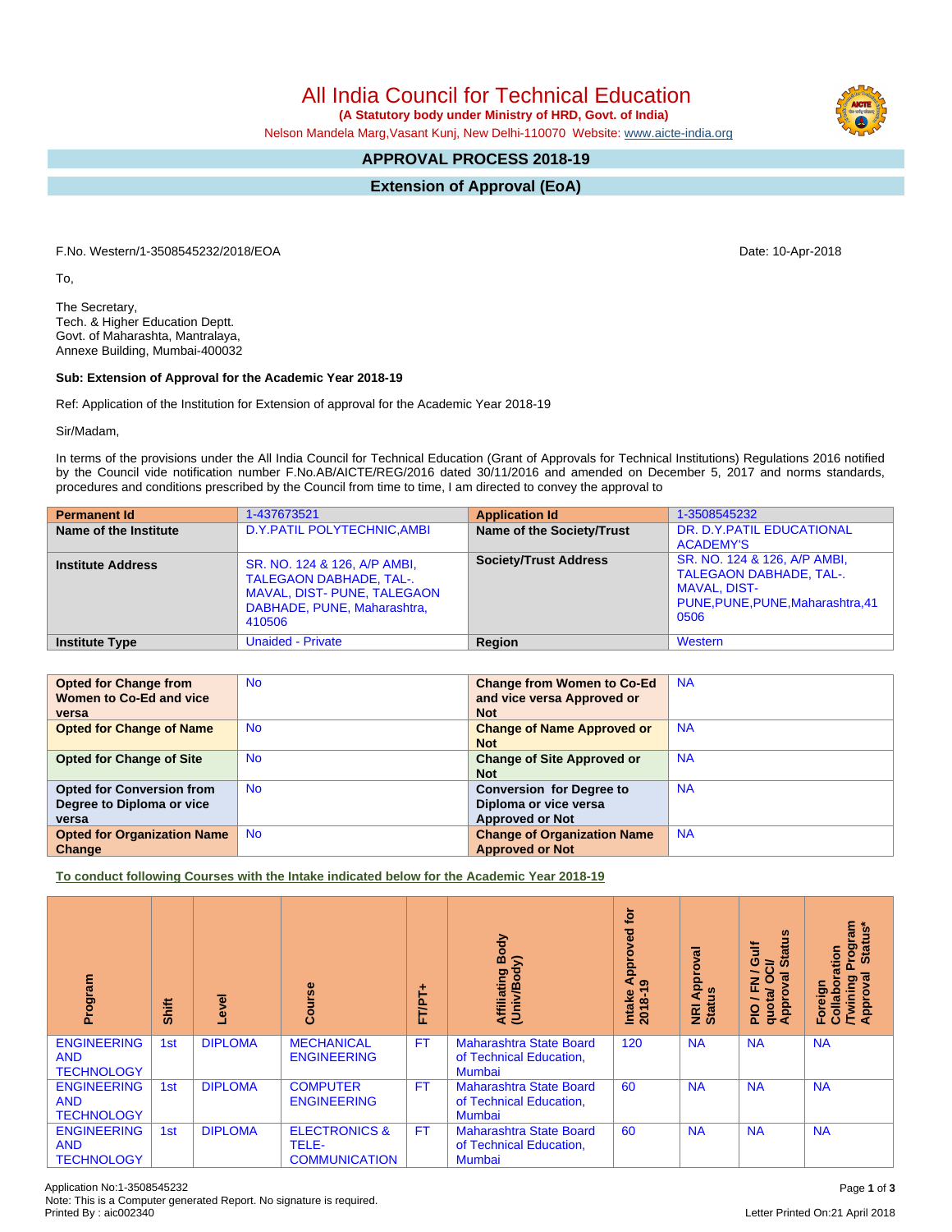# All India Council for Technical Education

**(A Statutory body under Ministry of HRD, Govt. of India)**

Nelson Mandela Marg,Vasant Kunj, New Delhi-110070 Website: www.aicte-india.org

## APPROVAL PROCESS 2018-19

## Extension of Approval (EoA)

F.No. Western/1-3508545232/2018/EOA

Date: 10-Apr-2018

To,

The Secretary,
Tech. & Higher Education Deptt.
Govt. of Maharashta, Mantralaya,
Annexe Building, Mumbai-400032

**Sub: Extension of Approval for the Academic Year 2018-19**

Ref: Application of the Institution for Extension of approval for the Academic Year 2018-19

Sir/Madam,

In terms of the provisions under the All India Council for Technical Education (Grant of Approvals for Technical Institutions) Regulations 2016 notified by the Council vide notification number F.No.AB/AICTE/REG/2016 dated 30/11/2016 and amended on December 5, 2017 and norms standards, procedures and conditions prescribed by the Council from time to time, I am directed to convey the approval to

| **Permanent Id** | 1-437673521 | **Application Id** | 1-3508545232 |
|---|---|---|---|
| **Name of the Institute** | D.Y.PATIL POLYTECHNIC,AMBI | **Name of the Society/Trust** | DR. D.Y.PATIL EDUCATIONAL ACADEMY'S |
| **Institute Address** | SR. NO. 124 & 126, A/P AMBI, TALEGAON DABHADE, TAL-. MAVAL, DIST- PUNE, TALEGAON DABHADE, PUNE, Maharashtra, 410506 | **Society/Trust Address** | SR. NO. 124 & 126, A/P AMBI, TALEGAON DABHADE, TAL-. MAVAL, DIST-PUNE,PUNE,PUNE,Maharashtra,410506 |
| **Institute Type** | Unaided - Private | **Region** | Western |

| **Opted for Change from Women to Co-Ed and vice versa** | No | **Change from Women to Co-Ed and vice versa Approved or Not** | NA |
|---|---|---|---|
| **Opted for Change of Name** | No | **Change of Name Approved or Not** | NA |
| **Opted for Change of Site** | No | **Change of Site Approved or Not** | NA |
| **Opted for Conversion from Degree to Diploma or vice versa** | No | **Conversion for Degree to Diploma or vice versa Approved or Not** | NA |
| **Opted for Organization Name Change** | No | **Change of Organization Name Approved or Not** | NA |

**To conduct following Courses with the Intake indicated below for the Academic Year 2018-19**

| Program | Shift | Level | Course | FT/PT+ | Affiliating Body (Univ/Body) | Intake Approved for 2018-19 | NRI Approval Status | PIO / FN / Gulf quota/ OCI/ Approval Status | Foreign Collaboration /Twining Program Approval Status* |
|---|---|---|---|---|---|---|---|---|---|
| ENGINEERING AND TECHNOLOGY | 1st | DIPLOMA | MECHANICAL ENGINEERING | FT | Maharashtra State Board of Technical Education, Mumbai | 120 | NA | NA | NA |
| ENGINEERING AND TECHNOLOGY | 1st | DIPLOMA | COMPUTER ENGINEERING | FT | Maharashtra State Board of Technical Education, Mumbai | 60 | NA | NA | NA |
| ENGINEERING AND TECHNOLOGY | 1st | DIPLOMA | ELECTRONICS & TELE-COMMUNICATION | FT | Maharashtra State Board of Technical Education, Mumbai | 60 | NA | NA | NA |

Application No:1-3508545232
Note: This is a Computer generated Report. No signature is required.
Printed By : aic002340

Letter Printed On:21 April 2018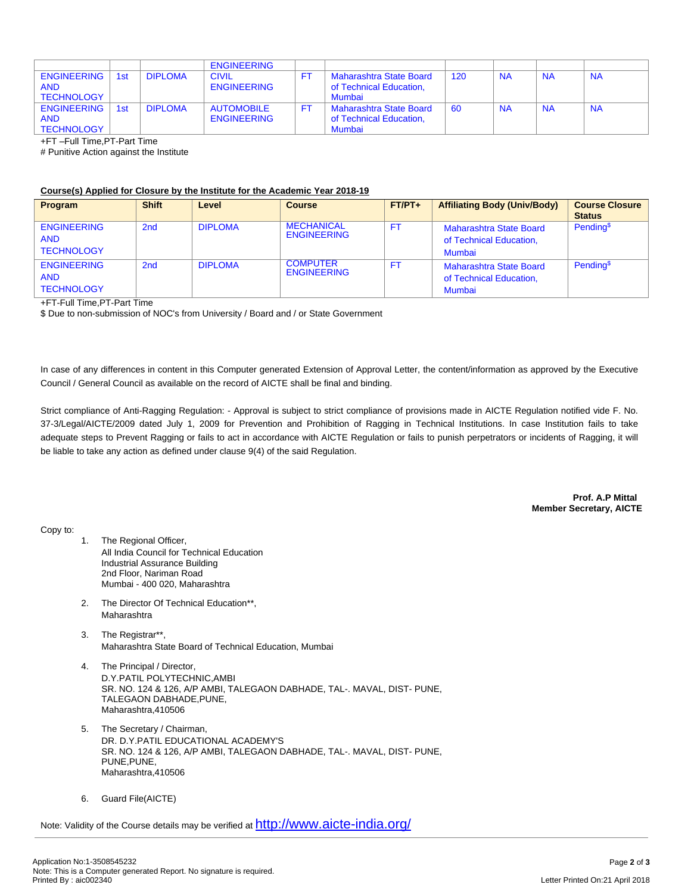| | | | ENGINEERING | | | | | | |
|---|---|---|---|---|---|---|---|---|---|
| ENGINEERING AND TECHNOLOGY | 1st | DIPLOMA | CIVIL ENGINEERING | FT | Maharashtra State Board of Technical Education, Mumbai | 120 | NA | NA | NA |
| ENGINEERING AND TECHNOLOGY | 1st | DIPLOMA | AUTOMOBILE ENGINEERING | FT | Maharashtra State Board of Technical Education, Mumbai | 60 | NA | NA | NA |

+FT –Full Time,PT-Part Time

# Punitive Action against the Institute

**Course(s) Applied for Closure by the Institute for the Academic Year 2018-19**

| Program | Shift | Level | Course | FT/PT+ | Affiliating Body (Univ/Body) | Course Closure Status |
|---|---|---|---|---|---|---|
| ENGINEERING AND TECHNOLOGY | 2nd | DIPLOMA | MECHANICAL ENGINEERING | FT | Maharashtra State Board of Technical Education, Mumbai | Pending$ |
| ENGINEERING AND TECHNOLOGY | 2nd | DIPLOMA | COMPUTER ENGINEERING | FT | Maharashtra State Board of Technical Education, Mumbai | Pending$ |

+FT-Full Time,PT-Part Time

$ Due to non-submission of NOC's from University / Board and / or State Government

In case of any differences in content in this Computer generated Extension of Approval Letter, the content/information as approved by the Executive Council / General Council as available on the record of AICTE shall be final and binding.

Strict compliance of Anti-Ragging Regulation: - Approval is subject to strict compliance of provisions made in AICTE Regulation notified vide F. No. 37-3/Legal/AICTE/2009 dated July 1, 2009 for Prevention and Prohibition of Ragging in Technical Institutions. In case Institution fails to take adequate steps to Prevent Ragging or fails to act in accordance with AICTE Regulation or fails to punish perpetrators or incidents of Ragging, it will be liable to take any action as defined under clause 9(4) of the said Regulation.

**Prof. A.P Mittal**
**Member Secretary, AICTE**

Copy to:

1. The Regional Officer,
   All India Council for Technical Education
   Industrial Assurance Building
   2nd Floor, Nariman Road
   Mumbai - 400 020, Maharashtra

2. The Director Of Technical Education**,
   Maharashtra

3. The Registrar**,
   Maharashtra State Board of Technical Education, Mumbai

4. The Principal / Director,
   D.Y.PATIL POLYTECHNIC,AMBI
   SR. NO. 124 & 126, A/P AMBI, TALEGAON DABHADE, TAL-. MAVAL, DIST- PUNE,
   TALEGAON DABHADE,PUNE,
   Maharashtra,410506

5. The Secretary / Chairman,
   DR. D.Y.PATIL EDUCATIONAL ACADEMY'S
   SR. NO. 124 & 126, A/P AMBI, TALEGAON DABHADE, TAL-. MAVAL, DIST- PUNE,
   PUNE,PUNE,
   Maharashtra,410506

6. Guard File(AICTE)

Note: Validity of the Course details may be verified at http://www.aicte-india.org/

Application No:1-3508545232
Note: This is a Computer generated Report. No signature is required.
Printed By : aic002340

Letter Printed On:21 April 2018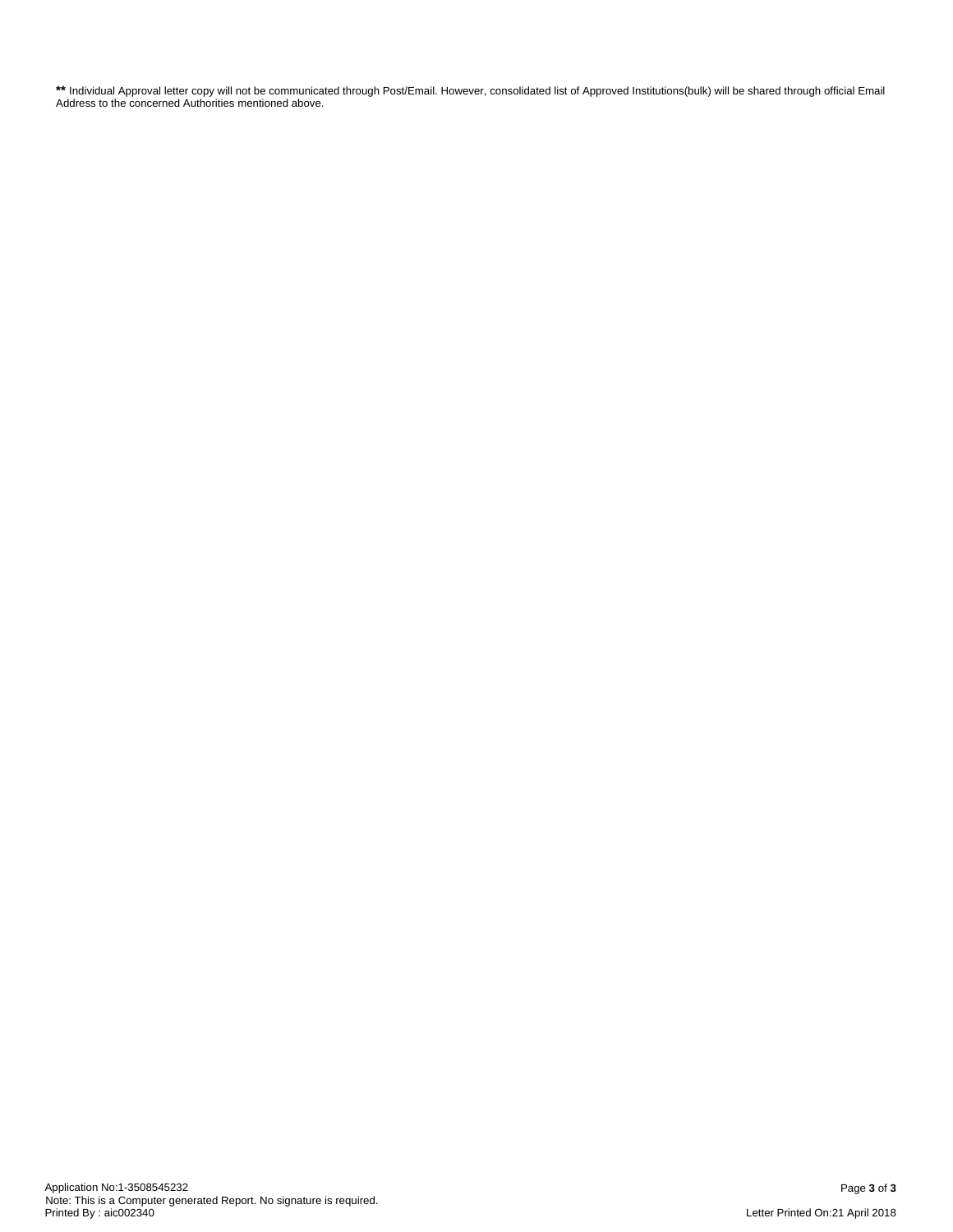** Individual Approval letter copy will not be communicated through Post/Email. However, consolidated list of Approved Institutions(bulk) will be shared through official Email Address to the concerned Authorities mentioned above.